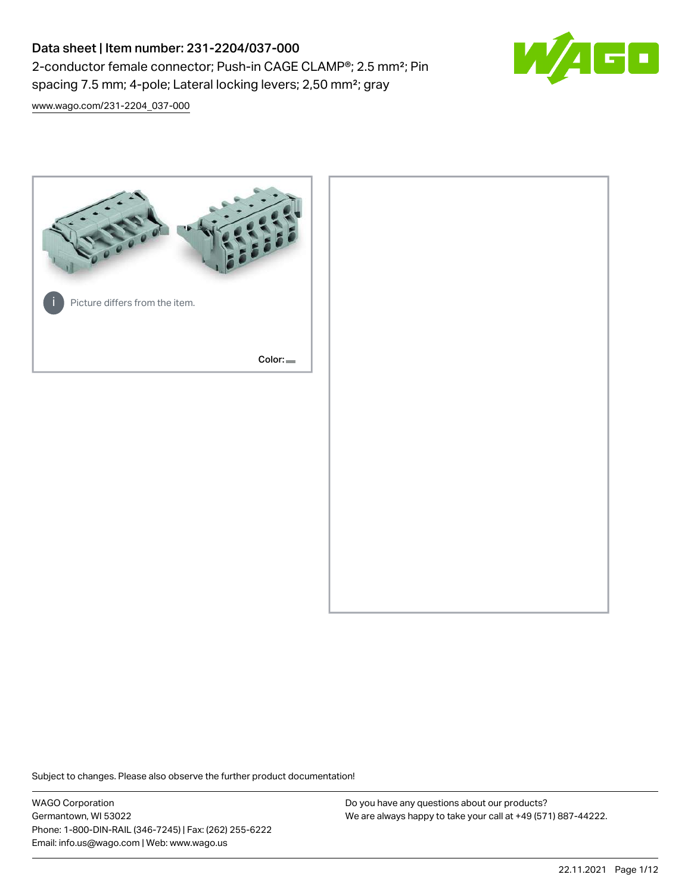# Data sheet | Item number: 231-2204/037-000

2-conductor female connector; Push-in CAGE CLAMP®; 2.5 mm²; Pin spacing 7.5 mm; 4-pole; Lateral locking levers; 2,50 mm²; gray

www.wago.com/231-2204_037-000

Picture differs from the item.

Color:

Subject to changes. Please also observe the further product documentation!

WAGO Corporation
Germantown, WI 53022
Phone: 1-800-DIN-RAIL (346-7245) | Fax: (262) 255-6222
Email: info.us@wago.com | Web: www.wago.us

Do you have any questions about our products?
We are always happy to take your call at +49 (571) 887-44222.

22.11.2021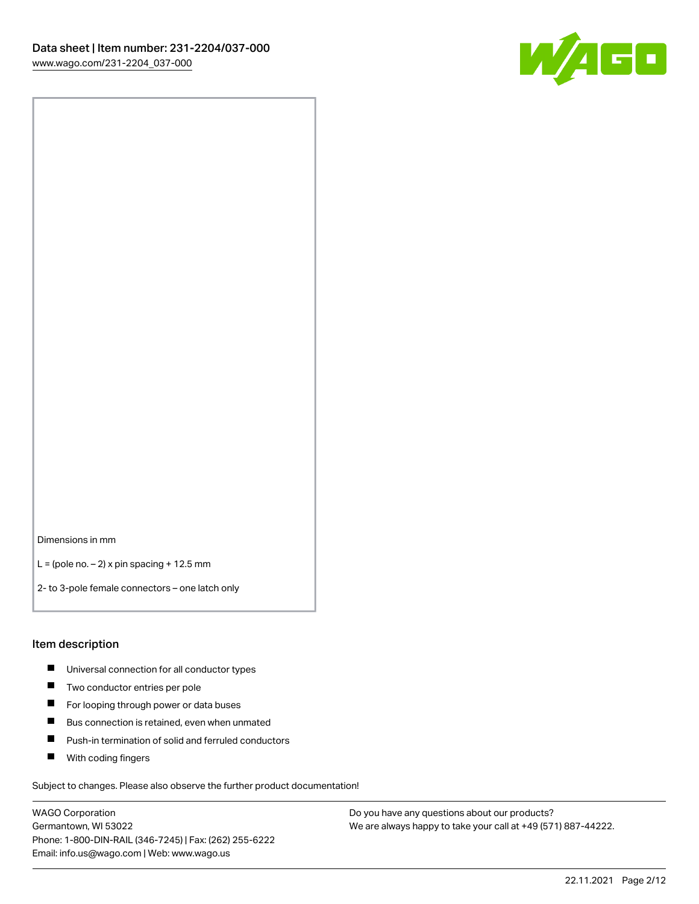Dimensions in mm

L = (pole no. – 2) x pin spacing + 12.5 mm

2- to 3-pole female connectors – one latch only

## Item description

- Universal connection for all conductor types
- Two conductor entries per pole
- For looping through power or data buses
- Bus connection is retained, even when unmated
- Push-in termination of solid and ferruled conductors
- With coding fingers

Subject to changes. Please also observe the further product documentation!

WAGO Corporation
Germantown, WI 53022
Phone: 1-800-DIN-RAIL (346-7245) | Fax: (262) 255-6222
Email: info.us@wago.com | Web: www.wago.us

Do you have any questions about our products?
We are always happy to take your call at +49 (571) 887-44222.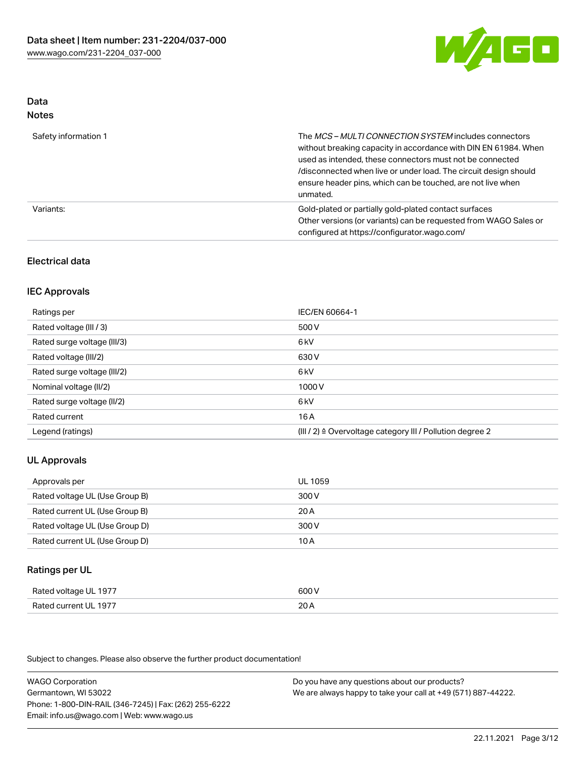## Data
### Notes

| | |
|---|---|
| Safety information 1 | The *MCS – MULTI CONNECTION SYSTEM* includes connectors without breaking capacity in accordance with DIN EN 61984. When used as intended, these connectors must not be connected /disconnected when live or under load. The circuit design should ensure header pins, which can be touched, are not live when unmated. |
| Variants: | Gold-plated or partially gold-plated contact surfaces<br>Other versions (or variants) can be requested from WAGO Sales or configured at https://configurator.wago.com/ |

## Electrical data

### IEC Approvals

| | |
|---|---|
| Ratings per | IEC/EN 60664-1 |
| Rated voltage (III / 3) | 500 V |
| Rated surge voltage (III/3) | 6 kV |
| Rated voltage (III/2) | 630 V |
| Rated surge voltage (III/2) | 6 kV |
| Nominal voltage (II/2) | 1000 V |
| Rated surge voltage (II/2) | 6 kV |
| Rated current | 16 A |
| Legend (ratings) | (III / 2) ≙ Overvoltage category III / Pollution degree 2 |

### UL Approvals

| | |
|---|---|
| Approvals per | UL 1059 |
| Rated voltage UL (Use Group B) | 300 V |
| Rated current UL (Use Group B) | 20 A |
| Rated voltage UL (Use Group D) | 300 V |
| Rated current UL (Use Group D) | 10 A |

### Ratings per UL

| | |
|---|---|
| Rated voltage UL 1977 | 600 V |
| Rated current UL 1977 | 20 A |

Subject to changes. Please also observe the further product documentation!

WAGO Corporation
Germantown, WI 53022
Phone: 1-800-DIN-RAIL (346-7245) | Fax: (262) 255-6222
Email: info.us@wago.com | Web: www.wago.us

Do you have any questions about our products?
We are always happy to take your call at +49 (571) 887-44222.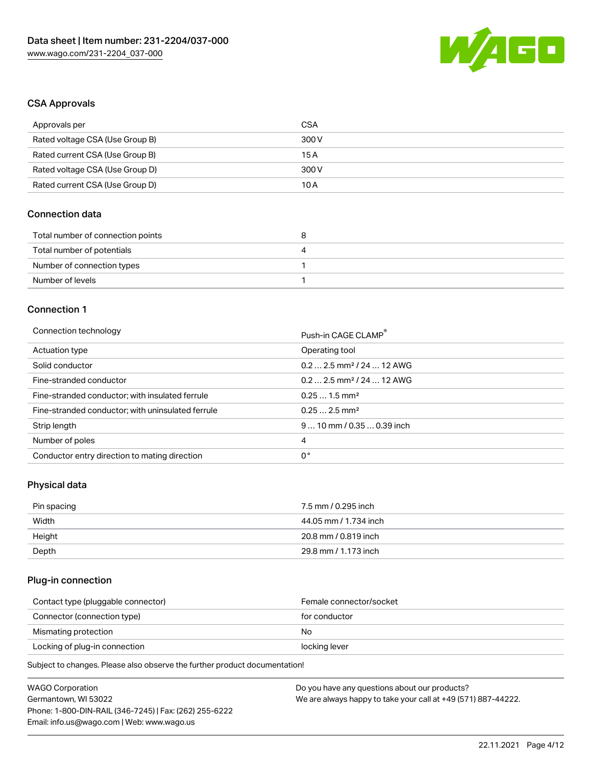## CSA Approvals

| Approvals per | CSA |
| --- | --- |
| Rated voltage CSA (Use Group B) | 300 V |
| Rated current CSA (Use Group B) | 15 A |
| Rated voltage CSA (Use Group D) | 300 V |
| Rated current CSA (Use Group D) | 10 A |

## Connection data

| Total number of connection points | 8 |
| --- | --- |
| Total number of potentials | 4 |
| Number of connection types | 1 |
| Number of levels | 1 |

## Connection 1

| Connection technology | Push-in CAGE CLAMP® |
| --- | --- |
| Actuation type | Operating tool |
| Solid conductor | 0.2 … 2.5 mm² / 24 … 12 AWG |
| Fine-stranded conductor | 0.2 … 2.5 mm² / 24 … 12 AWG |
| Fine-stranded conductor; with insulated ferrule | 0.25 … 1.5 mm² |
| Fine-stranded conductor; with uninsulated ferrule | 0.25 … 2.5 mm² |
| Strip length | 9 … 10 mm / 0.35 … 0.39 inch |
| Number of poles | 4 |
| Conductor entry direction to mating direction | 0 ° |

## Physical data

| Pin spacing | 7.5 mm / 0.295 inch |
| --- | --- |
| Width | 44.05 mm / 1.734 inch |
| Height | 20.8 mm / 0.819 inch |
| Depth | 29.8 mm / 1.173 inch |

## Plug-in connection

| Contact type (pluggable connector) | Female connector/socket |
| --- | --- |
| Connector (connection type) | for conductor |
| Mismating protection | No |
| Locking of plug-in connection | locking lever |

Subject to changes. Please also observe the further product documentation!

WAGO Corporation
Germantown, WI 53022
Phone: 1-800-DIN-RAIL (346-7245) | Fax: (262) 255-6222
Email: info.us@wago.com | Web: www.wago.us

Do you have any questions about our products?
We are always happy to take your call at +49 (571) 887-44222.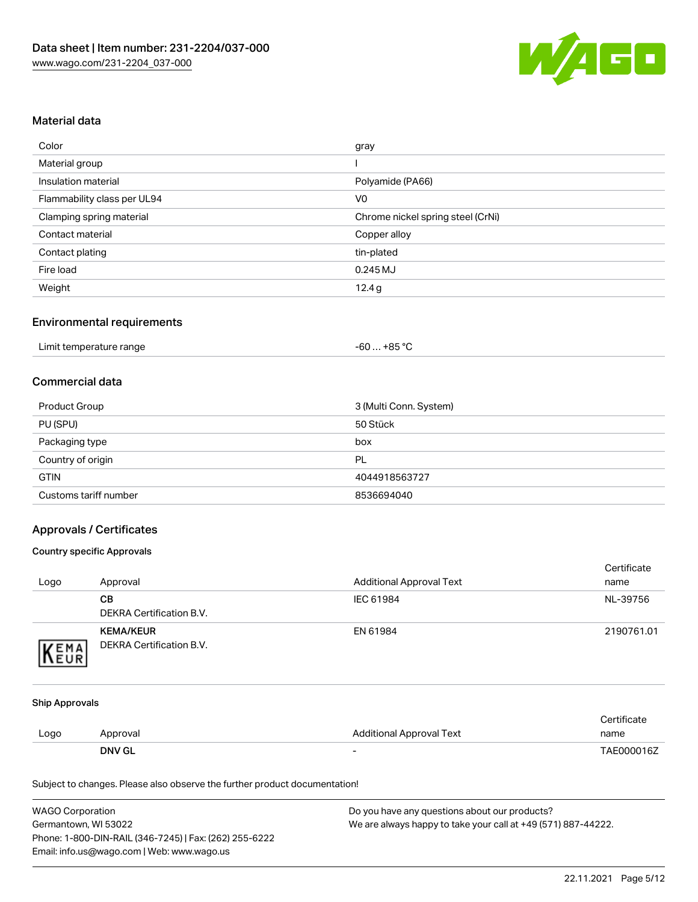## Material data

| | |
|---|---|
| Color | gray |
| Material group | I |
| Insulation material | Polyamide (PA66) |
| Flammability class per UL94 | V0 |
| Clamping spring material | Chrome nickel spring steel (CrNi) |
| Contact material | Copper alloy |
| Contact plating | tin-plated |
| Fire load | 0.245 MJ |
| Weight | 12.4 g |

## Environmental requirements

| | |
|---|---|
| Limit temperature range | -60 … +85 °C |

## Commercial data

| | |
|---|---|
| Product Group | 3 (Multi Conn. System) |
| PU (SPU) | 50 Stück |
| Packaging type | box |
| Country of origin | PL |
| GTIN | 4044918563727 |
| Customs tariff number | 8536694040 |

## Approvals / Certificates

### Country specific Approvals

| Logo | Approval | Additional Approval Text | Certificate name |
|---|---|---|---|
| | **CB**<br>DEKRA Certification B.V. | IEC 61984 | NL-39756 |
| | **KEMA/KEUR**<br>DEKRA Certification B.V. | EN 61984 | 2190761.01 |

### Ship Approvals

| Logo | Approval | Additional Approval Text | Certificate name |
|---|---|---|---|
| | **DNV GL** | - | TAE000016Z |

Subject to changes. Please also observe the further product documentation!

WAGO Corporation
Germantown, WI 53022
Phone: 1-800-DIN-RAIL (346-7245) | Fax: (262) 255-6222
Email: info.us@wago.com | Web: www.wago.us

Do you have any questions about our products?
We are always happy to take your call at +49 (571) 887-44222.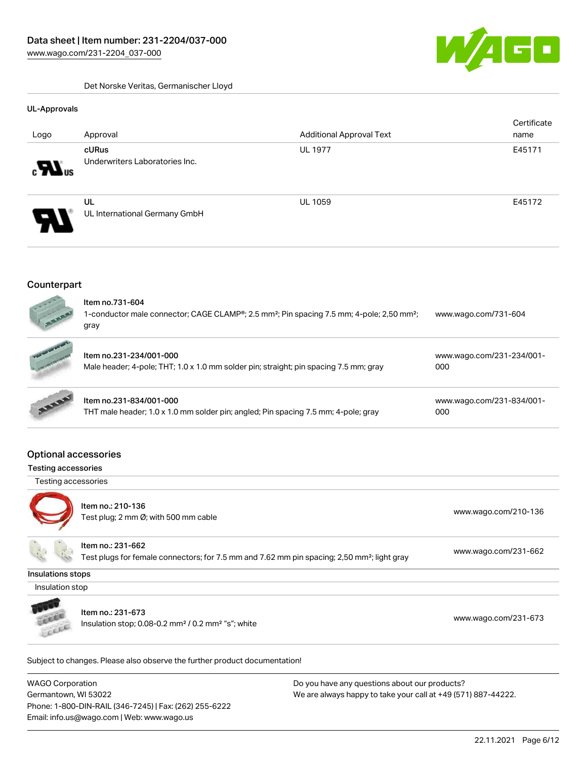Det Norske Veritas, Germanischer Lloyd

#### UL-Approvals

| Logo | Approval | Additional Approval Text | Certificate name |
| --- | --- | --- | --- |
| | **cURus**<br>Underwriters Laboratories Inc. | UL 1977 | E45171 |
| | **UL**<br>UL International Germany GmbH | UL 1059 | E45172 |

## Counterpart

| | Item | Link |
| --- | --- | --- |
| | Item no.731-604<br>1-conductor male connector; CAGE CLAMP®; 2.5 mm²; Pin spacing 7.5 mm; 4-pole; 2,50 mm²; gray | www.wago.com/731-604 |
| | Item no.231-234/001-000<br>Male header; 4-pole; THT; 1.0 x 1.0 mm solder pin; straight; pin spacing 7.5 mm; gray | www.wago.com/231-234/001-000 |
| | Item no.231-834/001-000<br>THT male header; 1.0 x 1.0 mm solder pin; angled; Pin spacing 7.5 mm; 4-pole; gray | www.wago.com/231-834/001-000 |

## Optional accessories

### Testing accessories

Testing accessories

| | Item | Link |
| --- | --- | --- |
| | Item no.: 210-136<br>Test plug; 2 mm Ø; with 500 mm cable | www.wago.com/210-136 |
| | Item no.: 231-662<br>Test plugs for female connectors; for 7.5 mm and 7.62 mm pin spacing; 2,50 mm²; light gray | www.wago.com/231-662 |

### Insulations stops

Insulation stop

| | Item | Link |
| --- | --- | --- |
| | Item no.: 231-673<br>Insulation stop; 0.08-0.2 mm² / 0.2 mm² "s"; white | www.wago.com/231-673 |

Subject to changes. Please also observe the further product documentation!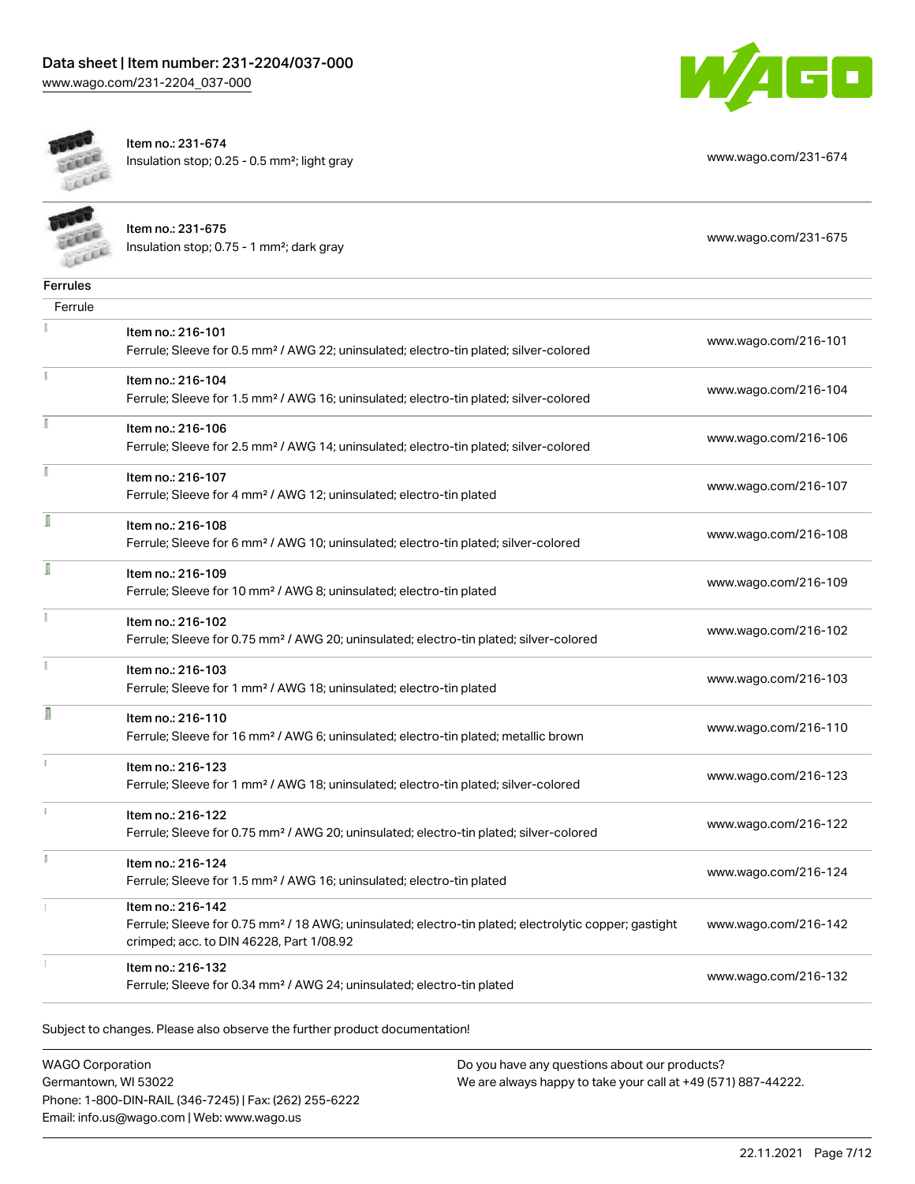| | | |
|---|---|---|
| | Item no.: 231-674<br>Insulation stop; 0.25 - 0.5 mm²; light gray | www.wago.com/231-674 |
| | Item no.: 231-675<br>Insulation stop; 0.75 - 1 mm²; dark gray | www.wago.com/231-675 |

**Ferrules**

Ferrule

| | | |
|---|---|---|
| | Item no.: 216-101<br>Ferrule; Sleeve for 0.5 mm² / AWG 22; uninsulated; electro-tin plated; silver-colored | www.wago.com/216-101 |
| | Item no.: 216-104<br>Ferrule; Sleeve for 1.5 mm² / AWG 16; uninsulated; electro-tin plated; silver-colored | www.wago.com/216-104 |
| | Item no.: 216-106<br>Ferrule; Sleeve for 2.5 mm² / AWG 14; uninsulated; electro-tin plated; silver-colored | www.wago.com/216-106 |
| | Item no.: 216-107<br>Ferrule; Sleeve for 4 mm² / AWG 12; uninsulated; electro-tin plated | www.wago.com/216-107 |
| | Item no.: 216-108<br>Ferrule; Sleeve for 6 mm² / AWG 10; uninsulated; electro-tin plated; silver-colored | www.wago.com/216-108 |
| | Item no.: 216-109<br>Ferrule; Sleeve for 10 mm² / AWG 8; uninsulated; electro-tin plated | www.wago.com/216-109 |
| | Item no.: 216-102<br>Ferrule; Sleeve for 0.75 mm² / AWG 20; uninsulated; electro-tin plated; silver-colored | www.wago.com/216-102 |
| | Item no.: 216-103<br>Ferrule; Sleeve for 1 mm² / AWG 18; uninsulated; electro-tin plated | www.wago.com/216-103 |
| | Item no.: 216-110<br>Ferrule; Sleeve for 16 mm² / AWG 6; uninsulated; electro-tin plated; metallic brown | www.wago.com/216-110 |
| | Item no.: 216-123<br>Ferrule; Sleeve for 1 mm² / AWG 18; uninsulated; electro-tin plated; silver-colored | www.wago.com/216-123 |
| | Item no.: 216-122<br>Ferrule; Sleeve for 0.75 mm² / AWG 20; uninsulated; electro-tin plated; silver-colored | www.wago.com/216-122 |
| | Item no.: 216-124<br>Ferrule; Sleeve for 1.5 mm² / AWG 16; uninsulated; electro-tin plated | www.wago.com/216-124 |
| | Item no.: 216-142<br>Ferrule; Sleeve for 0.75 mm² / 18 AWG; uninsulated; electro-tin plated; electrolytic copper; gastight crimped; acc. to DIN 46228, Part 1/08.92 | www.wago.com/216-142 |
| | Item no.: 216-132<br>Ferrule; Sleeve for 0.34 mm² / AWG 24; uninsulated; electro-tin plated | www.wago.com/216-132 |

Subject to changes. Please also observe the further product documentation!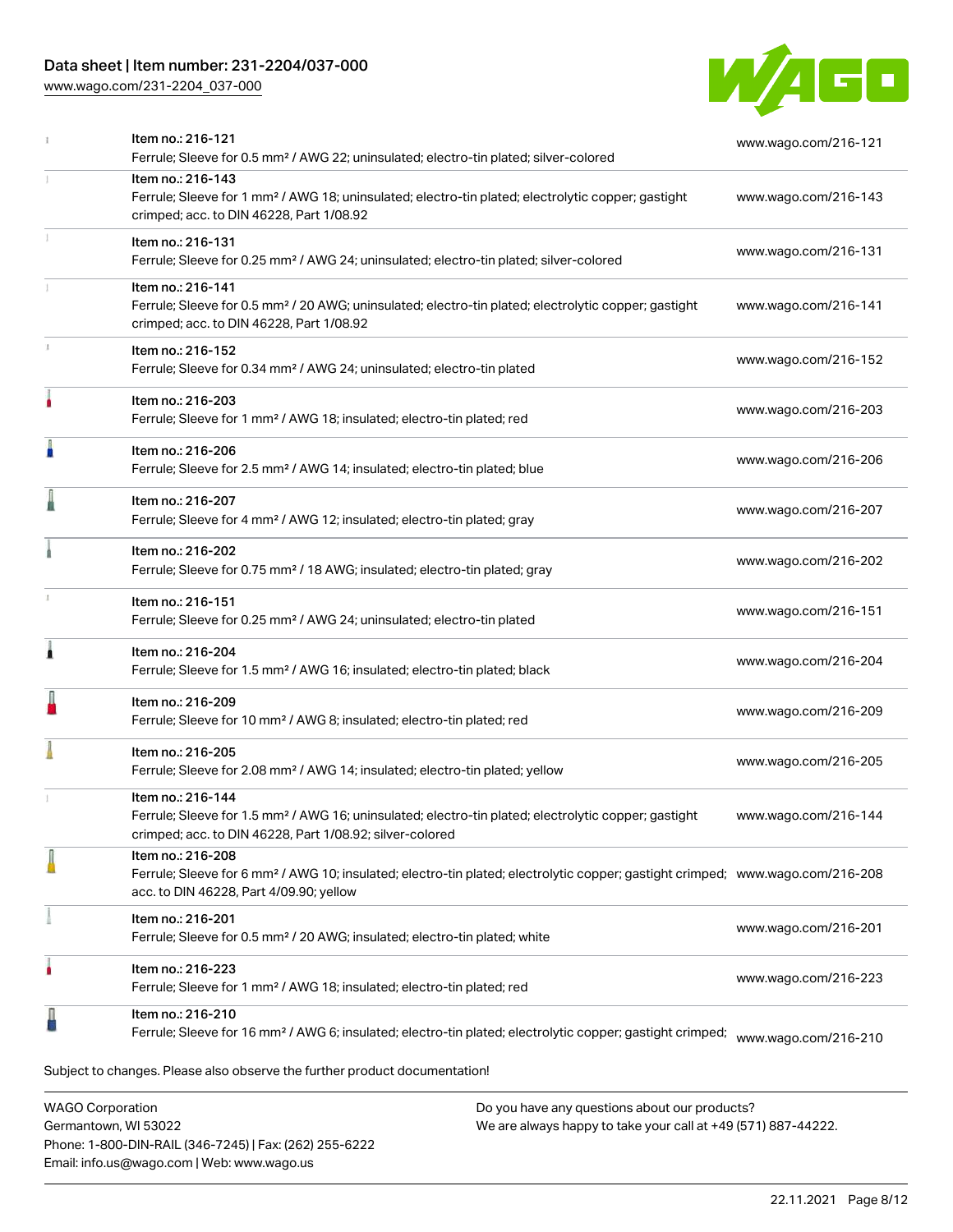| | | |
|---|---|---|
| | Item no.: 216-121<br>Ferrule; Sleeve for 0.5 mm² / AWG 22; uninsulated; electro-tin plated; silver-colored | www.wago.com/216-121 |
| | Item no.: 216-143<br>Ferrule; Sleeve for 1 mm² / AWG 18; uninsulated; electro-tin plated; electrolytic copper; gastight crimped; acc. to DIN 46228, Part 1/08.92 | www.wago.com/216-143 |
| | Item no.: 216-131<br>Ferrule; Sleeve for 0.25 mm² / AWG 24; uninsulated; electro-tin plated; silver-colored | www.wago.com/216-131 |
| | Item no.: 216-141<br>Ferrule; Sleeve for 0.5 mm² / 20 AWG; uninsulated; electro-tin plated; electrolytic copper; gastight crimped; acc. to DIN 46228, Part 1/08.92 | www.wago.com/216-141 |
| | Item no.: 216-152<br>Ferrule; Sleeve for 0.34 mm² / AWG 24; uninsulated; electro-tin plated | www.wago.com/216-152 |
| | Item no.: 216-203<br>Ferrule; Sleeve for 1 mm² / AWG 18; insulated; electro-tin plated; red | www.wago.com/216-203 |
| | Item no.: 216-206<br>Ferrule; Sleeve for 2.5 mm² / AWG 14; insulated; electro-tin plated; blue | www.wago.com/216-206 |
| | Item no.: 216-207<br>Ferrule; Sleeve for 4 mm² / AWG 12; insulated; electro-tin plated; gray | www.wago.com/216-207 |
| | Item no.: 216-202<br>Ferrule; Sleeve for 0.75 mm² / 18 AWG; insulated; electro-tin plated; gray | www.wago.com/216-202 |
| | Item no.: 216-151<br>Ferrule; Sleeve for 0.25 mm² / AWG 24; uninsulated; electro-tin plated | www.wago.com/216-151 |
| | Item no.: 216-204<br>Ferrule; Sleeve for 1.5 mm² / AWG 16; insulated; electro-tin plated; black | www.wago.com/216-204 |
| | Item no.: 216-209<br>Ferrule; Sleeve for 10 mm² / AWG 8; insulated; electro-tin plated; red | www.wago.com/216-209 |
| | Item no.: 216-205<br>Ferrule; Sleeve for 2.08 mm² / AWG 14; insulated; electro-tin plated; yellow | www.wago.com/216-205 |
| | Item no.: 216-144<br>Ferrule; Sleeve for 1.5 mm² / AWG 16; uninsulated; electro-tin plated; electrolytic copper; gastight crimped; acc. to DIN 46228, Part 1/08.92; silver-colored | www.wago.com/216-144 |
| | Item no.: 216-208<br>Ferrule; Sleeve for 6 mm² / AWG 10; insulated; electro-tin plated; electrolytic copper; gastight crimped; acc. to DIN 46228, Part 4/09.90; yellow | www.wago.com/216-208 |
| | Item no.: 216-201<br>Ferrule; Sleeve for 0.5 mm² / 20 AWG; insulated; electro-tin plated; white | www.wago.com/216-201 |
| | Item no.: 216-223<br>Ferrule; Sleeve for 1 mm² / AWG 18; insulated; electro-tin plated; red | www.wago.com/216-223 |
| | Item no.: 216-210<br>Ferrule; Sleeve for 16 mm² / AWG 6; insulated; electro-tin plated; electrolytic copper; gastight crimped; | www.wago.com/216-210 |

Subject to changes. Please also observe the further product documentation!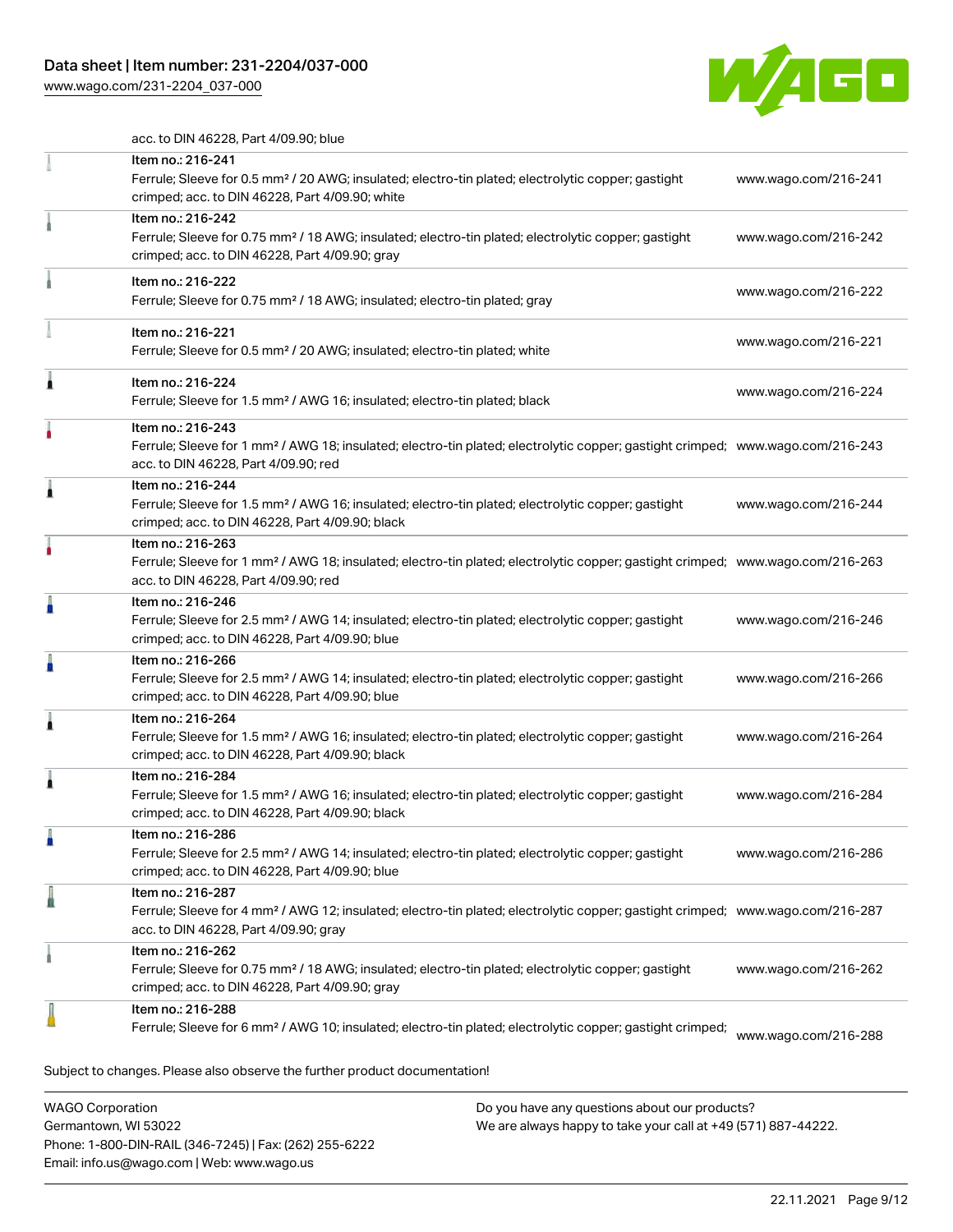acc. to DIN 46228, Part 4/09.90; blue

| Item | Link |
|---|---|
| Item no.: 216-241<br>Ferrule; Sleeve for 0.5 mm² / 20 AWG; insulated; electro-tin plated; electrolytic copper; gastight crimped; acc. to DIN 46228, Part 4/09.90; white | www.wago.com/216-241 |
| Item no.: 216-242<br>Ferrule; Sleeve for 0.75 mm² / 18 AWG; insulated; electro-tin plated; electrolytic copper; gastight crimped; acc. to DIN 46228, Part 4/09.90; gray | www.wago.com/216-242 |
| Item no.: 216-222<br>Ferrule; Sleeve for 0.75 mm² / 18 AWG; insulated; electro-tin plated; gray | www.wago.com/216-222 |
| Item no.: 216-221<br>Ferrule; Sleeve for 0.5 mm² / 20 AWG; insulated; electro-tin plated; white | www.wago.com/216-221 |
| Item no.: 216-224<br>Ferrule; Sleeve for 1.5 mm² / AWG 16; insulated; electro-tin plated; black | www.wago.com/216-224 |
| Item no.: 216-243<br>Ferrule; Sleeve for 1 mm² / AWG 18; insulated; electro-tin plated; electrolytic copper; gastight crimped; acc. to DIN 46228, Part 4/09.90; red | www.wago.com/216-243 |
| Item no.: 216-244<br>Ferrule; Sleeve for 1.5 mm² / AWG 16; insulated; electro-tin plated; electrolytic copper; gastight crimped; acc. to DIN 46228, Part 4/09.90; black | www.wago.com/216-244 |
| Item no.: 216-263<br>Ferrule; Sleeve for 1 mm² / AWG 18; insulated; electro-tin plated; electrolytic copper; gastight crimped; acc. to DIN 46228, Part 4/09.90; red | www.wago.com/216-263 |
| Item no.: 216-246<br>Ferrule; Sleeve for 2.5 mm² / AWG 14; insulated; electro-tin plated; electrolytic copper; gastight crimped; acc. to DIN 46228, Part 4/09.90; blue | www.wago.com/216-246 |
| Item no.: 216-266<br>Ferrule; Sleeve for 2.5 mm² / AWG 14; insulated; electro-tin plated; electrolytic copper; gastight crimped; acc. to DIN 46228, Part 4/09.90; blue | www.wago.com/216-266 |
| Item no.: 216-264<br>Ferrule; Sleeve for 1.5 mm² / AWG 16; insulated; electro-tin plated; electrolytic copper; gastight crimped; acc. to DIN 46228, Part 4/09.90; black | www.wago.com/216-264 |
| Item no.: 216-284<br>Ferrule; Sleeve for 1.5 mm² / AWG 16; insulated; electro-tin plated; electrolytic copper; gastight crimped; acc. to DIN 46228, Part 4/09.90; black | www.wago.com/216-284 |
| Item no.: 216-286<br>Ferrule; Sleeve for 2.5 mm² / AWG 14; insulated; electro-tin plated; electrolytic copper; gastight crimped; acc. to DIN 46228, Part 4/09.90; blue | www.wago.com/216-286 |
| Item no.: 216-287<br>Ferrule; Sleeve for 4 mm² / AWG 12; insulated; electro-tin plated; electrolytic copper; gastight crimped; acc. to DIN 46228, Part 4/09.90; gray | www.wago.com/216-287 |
| Item no.: 216-262<br>Ferrule; Sleeve for 0.75 mm² / 18 AWG; insulated; electro-tin plated; electrolytic copper; gastight crimped; acc. to DIN 46228, Part 4/09.90; gray | www.wago.com/216-262 |
| Item no.: 216-288<br>Ferrule; Sleeve for 6 mm² / AWG 10; insulated; electro-tin plated; electrolytic copper; gastight crimped; | www.wago.com/216-288 |

Subject to changes. Please also observe the further product documentation!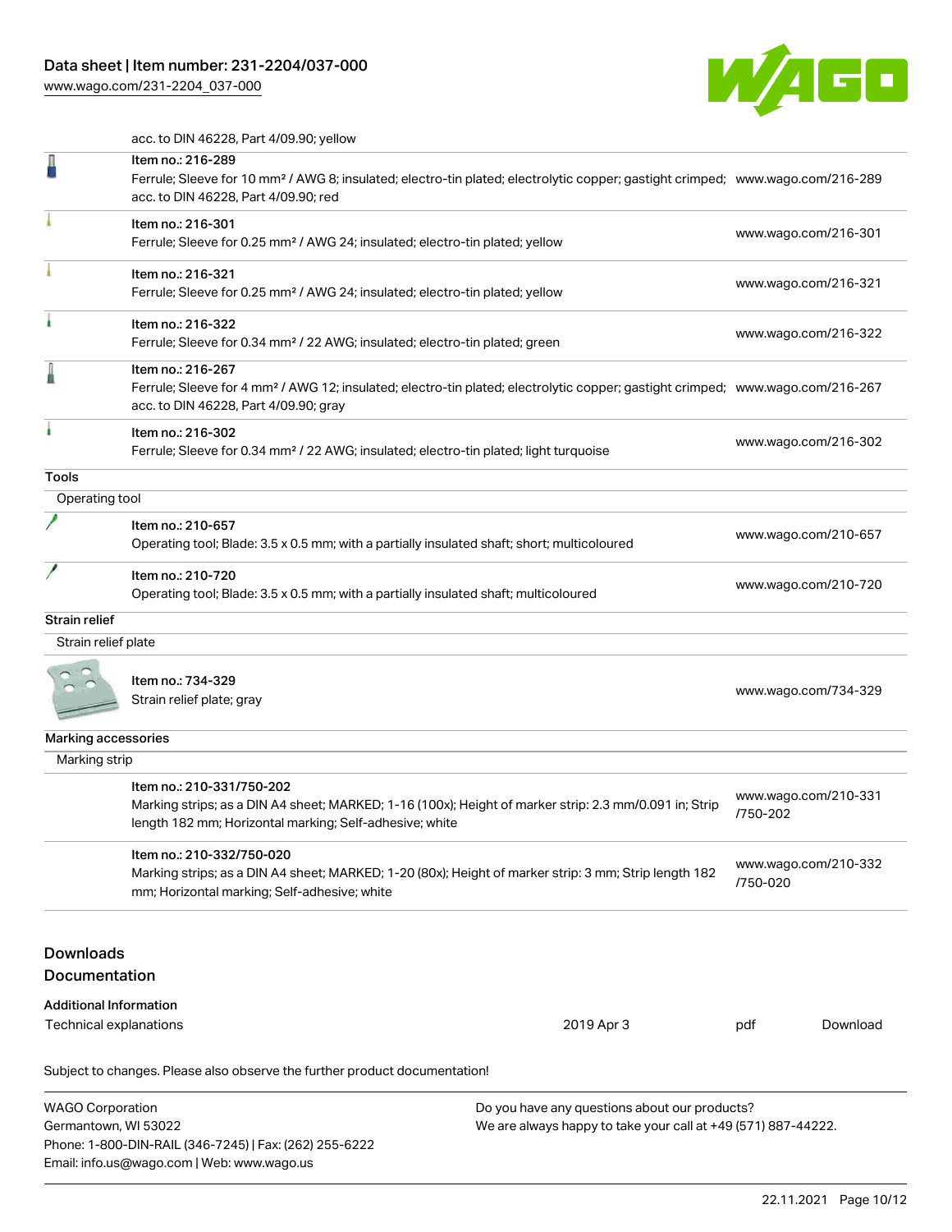acc. to DIN 46228, Part 4/09.90; yellow

| Item | Link |
| --- | --- |
| Item no.: 216-289<br>Ferrule; Sleeve for 10 mm² / AWG 8; insulated; electro-tin plated; electrolytic copper; gastight crimped; acc. to DIN 46228, Part 4/09.90; red | www.wago.com/216-289 |
| Item no.: 216-301<br>Ferrule; Sleeve for 0.25 mm² / AWG 24; insulated; electro-tin plated; yellow | www.wago.com/216-301 |
| Item no.: 216-321<br>Ferrule; Sleeve for 0.25 mm² / AWG 24; insulated; electro-tin plated; yellow | www.wago.com/216-321 |
| Item no.: 216-322<br>Ferrule; Sleeve for 0.34 mm² / 22 AWG; insulated; electro-tin plated; green | www.wago.com/216-322 |
| Item no.: 216-267<br>Ferrule; Sleeve for 4 mm² / AWG 12; insulated; electro-tin plated; electrolytic copper; gastight crimped; acc. to DIN 46228, Part 4/09.90; gray | www.wago.com/216-267 |
| Item no.: 216-302<br>Ferrule; Sleeve for 0.34 mm² / 22 AWG; insulated; electro-tin plated; light turquoise | www.wago.com/216-302 |

## Tools

### Operating tool

| Item | Link |
| --- | --- |
| Item no.: 210-657<br>Operating tool; Blade: 3.5 x 0.5 mm; with a partially insulated shaft; short; multicoloured | www.wago.com/210-657 |
| Item no.: 210-720<br>Operating tool; Blade: 3.5 x 0.5 mm; with a partially insulated shaft; multicoloured | www.wago.com/210-720 |

## Strain relief

### Strain relief plate

| Item | Link |
| --- | --- |
| Item no.: 734-329<br>Strain relief plate; gray | www.wago.com/734-329 |

## Marking accessories

### Marking strip

| Item | Link |
| --- | --- |
| Item no.: 210-331/750-202<br>Marking strips; as a DIN A4 sheet; MARKED; 1-16 (100x); Height of marker strip: 2.3 mm/0.091 in; Strip length 182 mm; Horizontal marking; Self-adhesive; white | www.wago.com/210-331/750-202 |
| Item no.: 210-332/750-020<br>Marking strips; as a DIN A4 sheet; MARKED; 1-20 (80x); Height of marker strip: 3 mm; Strip length 182 mm; Horizontal marking; Self-adhesive; white | www.wago.com/210-332/750-020 |

## Downloads

## Documentation

### Additional Information

| Document | Date | Format | |
| --- | --- | --- | --- |
| Technical explanations | 2019 Apr 3 | pdf | Download |

Subject to changes. Please also observe the further product documentation!

WAGO Corporation
Germantown, WI 53022
Phone: 1-800-DIN-RAIL (346-7245) | Fax: (262) 255-6222
Email: info.us@wago.com | Web: www.wago.us

Do you have any questions about our products?
We are always happy to take your call at +49 (571) 887-44222.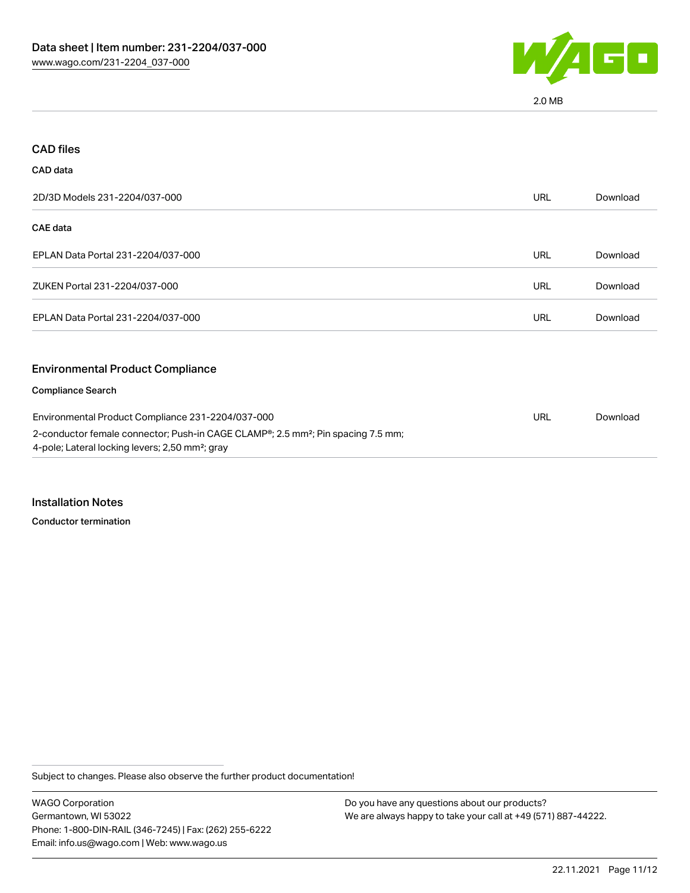2.0 MB

## CAD files

### CAD data

| | | |
|---|---|---|
| 2D/3D Models 231-2204/037-000 | URL | Download |

### CAE data

| | | |
|---|---|---|
| EPLAN Data Portal 231-2204/037-000 | URL | Download |
| ZUKEN Portal 231-2204/037-000 | URL | Download |
| EPLAN Data Portal 231-2204/037-000 | URL | Download |

## Environmental Product Compliance

### Compliance Search

| | | |
|---|---|---|
| Environmental Product Compliance 231-2204/037-000<br>2-conductor female connector; Push-in CAGE CLAMP®; 2.5 mm²; Pin spacing 7.5 mm; 4-pole; Lateral locking levers; 2,50 mm²; gray | URL | Download |

## Installation Notes

### Conductor termination

Subject to changes. Please also observe the further product documentation!

WAGO Corporation
Germantown, WI 53022
Phone: 1-800-DIN-RAIL (346-7245) | Fax: (262) 255-6222
Email: info.us@wago.com | Web: www.wago.us

Do you have any questions about our products?
We are always happy to take your call at +49 (571) 887-44222.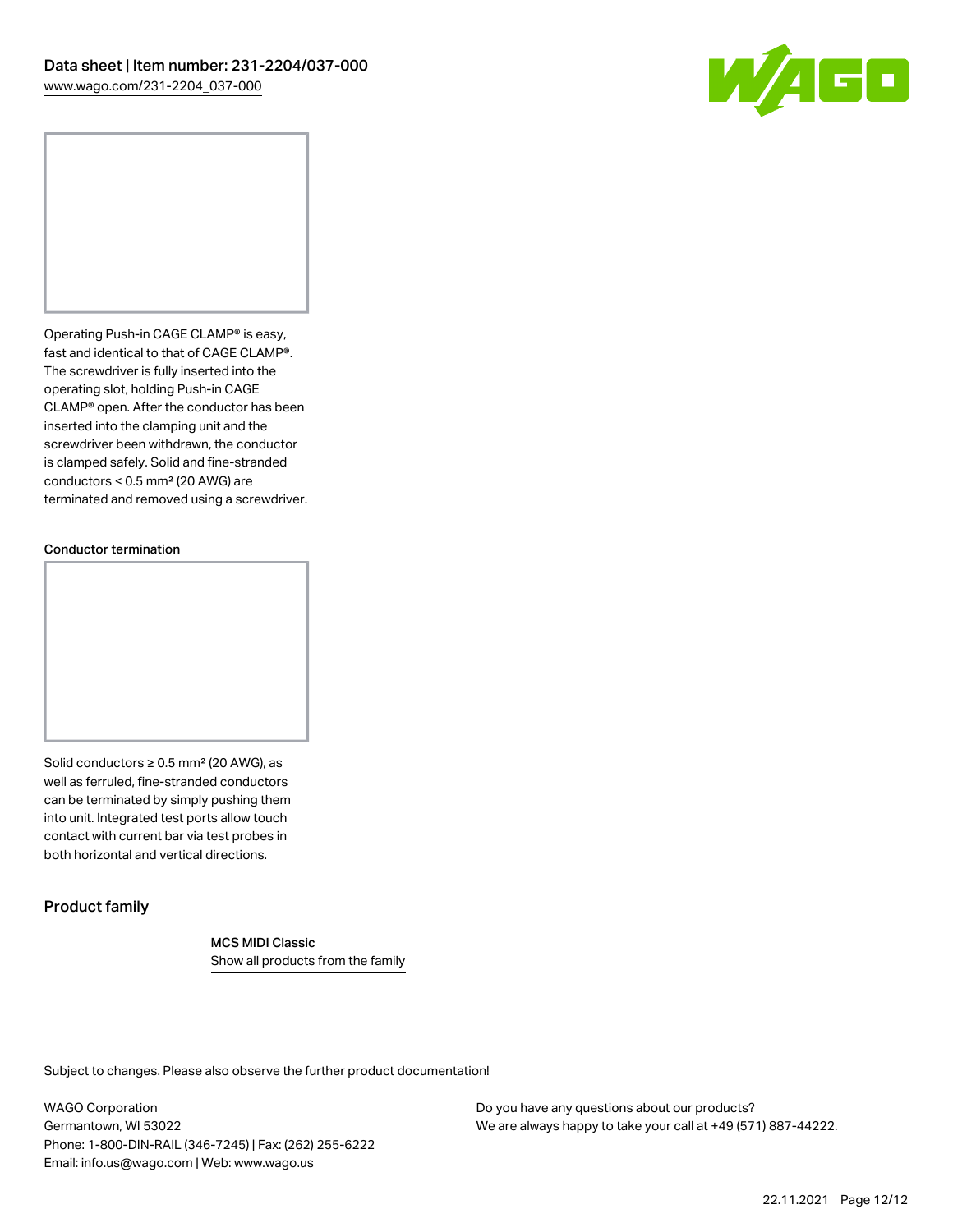Operating Push-in CAGE CLAMP® is easy, fast and identical to that of CAGE CLAMP®. The screwdriver is fully inserted into the operating slot, holding Push-in CAGE CLAMP® open. After the conductor has been inserted into the clamping unit and the screwdriver been withdrawn, the conductor is clamped safely. Solid and fine-stranded conductors < 0.5 mm² (20 AWG) are terminated and removed using a screwdriver.

Conductor termination

Solid conductors ≥ 0.5 mm² (20 AWG), as well as ferruled, fine-stranded conductors can be terminated by simply pushing them into unit. Integrated test ports allow touch contact with current bar via test probes in both horizontal and vertical directions.

## Product family

MCS MIDI Classic
Show all products from the family

Subject to changes. Please also observe the further product documentation!

WAGO Corporation
Germantown, WI 53022
Phone: 1-800-DIN-RAIL (346-7245) | Fax: (262) 255-6222
Email: info.us@wago.com | Web: www.wago.us

Do you have any questions about our products?
We are always happy to take your call at +49 (571) 887-44222.